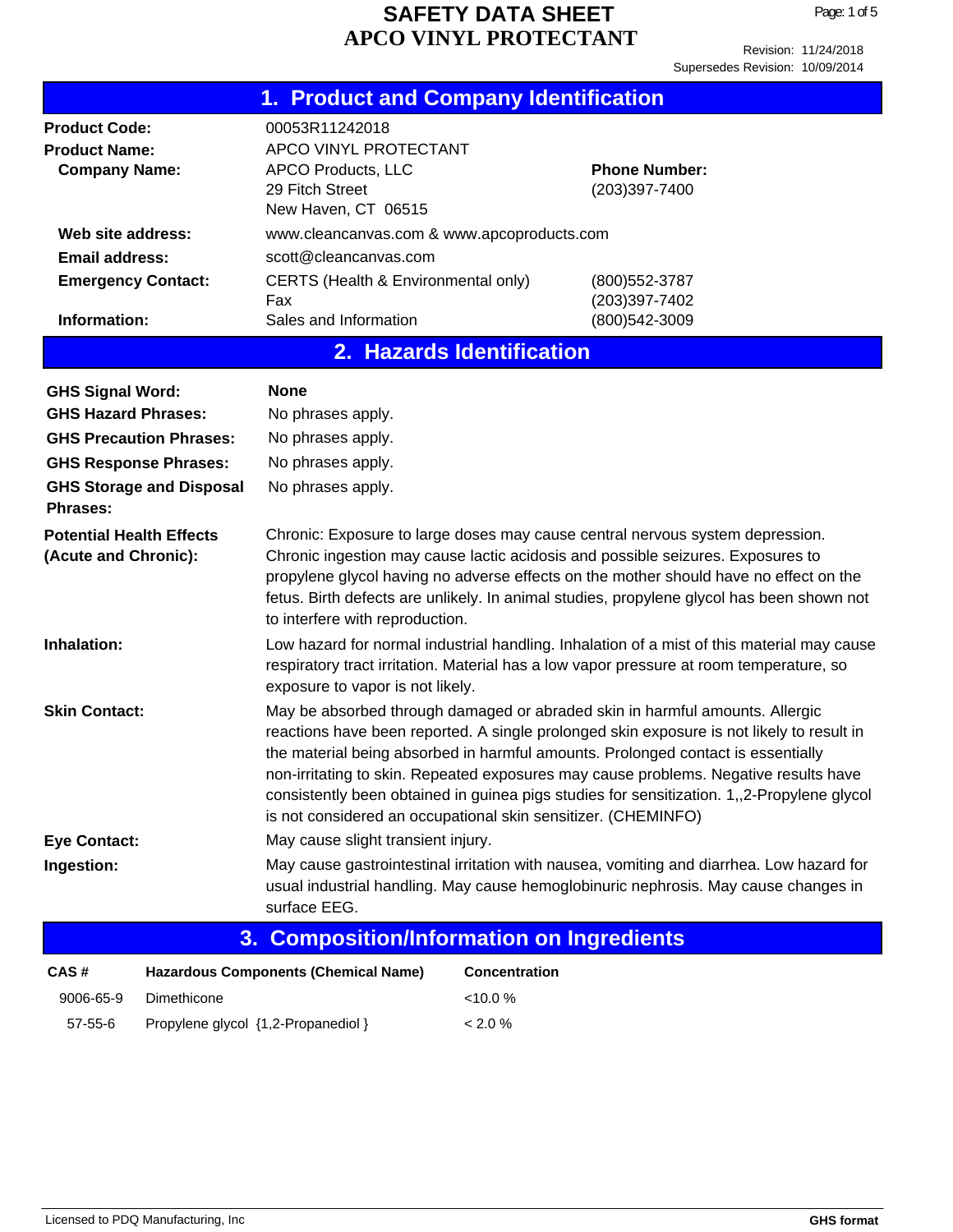# SAFETY DATA SHEET
# APCO VINYL PROTECTANT

Revision: 11/24/2018
Supersedes Revision: 10/09/2014

## 1. Product and Company Identification

| | | |
|---|---|---|
| **Product Code:** | 00053R11242018 | |
| **Product Name:** | APCO VINYL PROTECTANT | |
| **Company Name:** | APCO Products, LLC<br>29 Fitch Street<br>New Haven, CT 06515 | **Phone Number:**<br>(203)397-7400 |
| **Web site address:** | www.cleancanvas.com & www.apcoproducts.com | |
| **Email address:** | scott@cleancanvas.com | |
| **Emergency Contact:** | CERTS (Health & Environmental only)<br>Fax | (800)552-3787<br>(203)397-7402 |
| **Information:** | Sales and Information | (800)542-3009 |

## 2. Hazards Identification

**GHS Signal Word:** **None**

**GHS Hazard Phrases:** No phrases apply.

**GHS Precaution Phrases:** No phrases apply.

**GHS Response Phrases:** No phrases apply.

**GHS Storage and Disposal Phrases:** No phrases apply.

**Potential Health Effects (Acute and Chronic):** Chronic: Exposure to large doses may cause central nervous system depression. Chronic ingestion may cause lactic acidosis and possible seizures. Exposures to propylene glycol having no adverse effects on the mother should have no effect on the fetus. Birth defects are unlikely. In animal studies, propylene glycol has been shown not to interfere with reproduction.

**Inhalation:** Low hazard for normal industrial handling. Inhalation of a mist of this material may cause respiratory tract irritation. Material has a low vapor pressure at room temperature, so exposure to vapor is not likely.

**Skin Contact:** May be absorbed through damaged or abraded skin in harmful amounts. Allergic reactions have been reported. A single prolonged skin exposure is not likely to result in the material being absorbed in harmful amounts. Prolonged contact is essentially non-irritating to skin. Repeated exposures may cause problems. Negative results have consistently been obtained in guinea pigs studies for sensitization. 1,,2-Propylene glycol is not considered an occupational skin sensitizer. (CHEMINFO)

**Eye Contact:** May cause slight transient injury.

**Ingestion:** May cause gastrointestinal irritation with nausea, vomiting and diarrhea. Low hazard for usual industrial handling. May cause hemoglobinuric nephrosis. May cause changes in surface EEG.

## 3. Composition/Information on Ingredients

| CAS # | Hazardous Components (Chemical Name) | Concentration |
|---|---|---|
| 9006-65-9 | Dimethicone | <10.0 % |
| 57-55-6 | Propylene glycol {1,2-Propanediol } | < 2.0 % |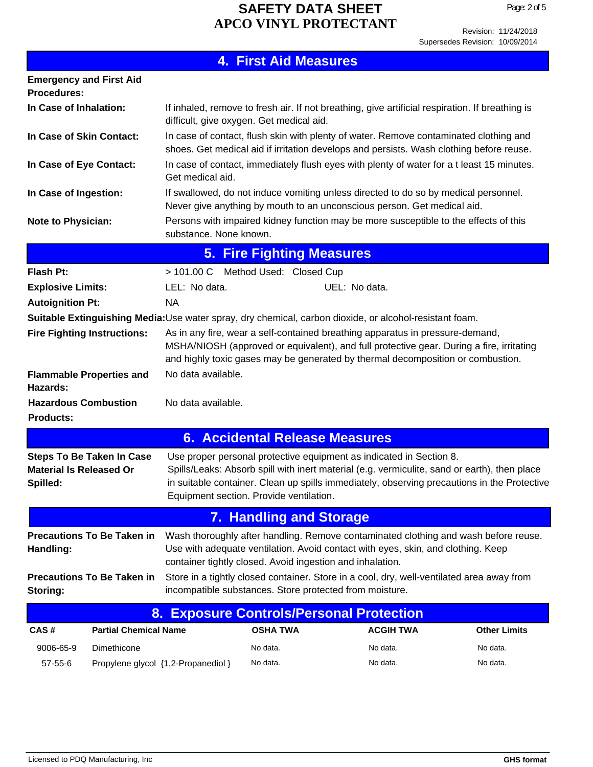## 4. First Aid Measures

**Emergency and First Aid Procedures:**

**In Case of Inhalation:** If inhaled, remove to fresh air. If not breathing, give artificial respiration. If breathing is difficult, give oxygen. Get medical aid.

**In Case of Skin Contact:** In case of contact, flush skin with plenty of water. Remove contaminated clothing and shoes. Get medical aid if irritation develops and persists. Wash clothing before reuse.

**In Case of Eye Contact:** In case of contact, immediately flush eyes with plenty of water for a t least 15 minutes. Get medical aid.

**In Case of Ingestion:** If swallowed, do not induce vomiting unless directed to do so by medical personnel. Never give anything by mouth to an unconscious person. Get medical aid.

**Note to Physician:** Persons with impaired kidney function may be more susceptible to the effects of this substance. None known.

## 5. Fire Fighting Measures

**Flash Pt:** > 101.00 C Method Used: Closed Cup

**Explosive Limits:** LEL: No data. UEL: No data.

**Autoignition Pt:** NA

**Suitable Extinguishing Media:** Use water spray, dry chemical, carbon dioxide, or alcohol-resistant foam.

**Fire Fighting Instructions:** As in any fire, wear a self-contained breathing apparatus in pressure-demand, MSHA/NIOSH (approved or equivalent), and full protective gear. During a fire, irritating and highly toxic gases may be generated by thermal decomposition or combustion.

**Flammable Properties and Hazards:** No data available.

**Hazardous Combustion Products:** No data available.

## 6. Accidental Release Measures

**Steps To Be Taken In Case Material Is Released Or Spilled:** Use proper personal protective equipment as indicated in Section 8.
Spills/Leaks: Absorb spill with inert material (e.g. vermiculite, sand or earth), then place in suitable container. Clean up spills immediately, observing precautions in the Protective Equipment section. Provide ventilation.

## 7. Handling and Storage

**Precautions To Be Taken in Handling:** Wash thoroughly after handling. Remove contaminated clothing and wash before reuse. Use with adequate ventilation. Avoid contact with eyes, skin, and clothing. Keep container tightly closed. Avoid ingestion and inhalation.

**Precautions To Be Taken in Storing:** Store in a tightly closed container. Store in a cool, dry, well-ventilated area away from incompatible substances. Store protected from moisture.

## 8. Exposure Controls/Personal Protection

| CAS # | Partial Chemical Name | OSHA TWA | ACGIH TWA | Other Limits |
|---|---|---|---|---|
| 9006-65-9 | Dimethicone | No data. | No data. | No data. |
| 57-55-6 | Propylene glycol {1,2-Propanediol } | No data. | No data. | No data. |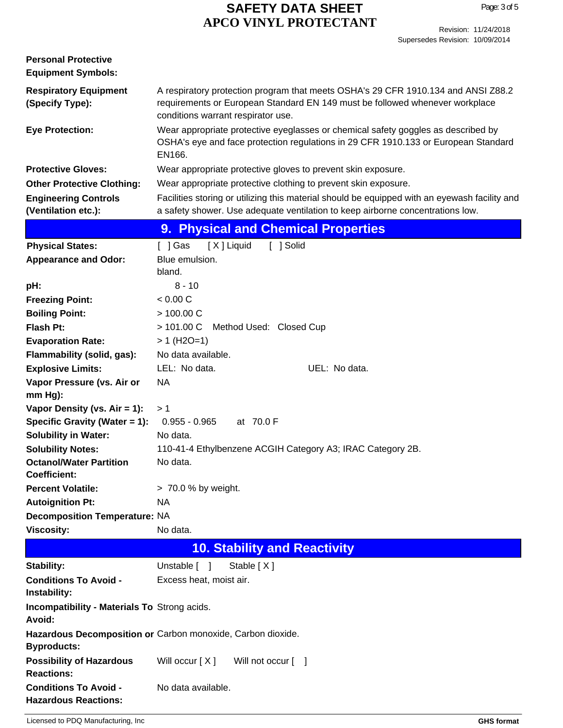**Personal Protective Equipment Symbols:**

| | |
|---|---|
| **Respiratory Equipment (Specify Type):** | A respiratory protection program that meets OSHA's 29 CFR 1910.134 and ANSI Z88.2 requirements or European Standard EN 149 must be followed whenever workplace conditions warrant respirator use. |
| **Eye Protection:** | Wear appropriate protective eyeglasses or chemical safety goggles as described by OSHA's eye and face protection regulations in 29 CFR 1910.133 or European Standard EN166. |
| **Protective Gloves:** | Wear appropriate protective gloves to prevent skin exposure. |
| **Other Protective Clothing:** | Wear appropriate protective clothing to prevent skin exposure. |
| **Engineering Controls (Ventilation etc.):** | Facilities storing or utilizing this material should be equipped with an eyewash facility and a safety shower. Use adequate ventilation to keep airborne concentrations low. |

## 9. Physical and Chemical Properties

| | |
|---|---|
| **Physical States:** | [ ] Gas [X] Liquid [ ] Solid |
| **Appearance and Odor:** | Blue emulsion. bland. |
| **pH:** | 8 - 10 |
| **Freezing Point:** | < 0.00 C |
| **Boiling Point:** | > 100.00 C |
| **Flash Pt:** | > 101.00 C Method Used: Closed Cup |
| **Evaporation Rate:** | > 1 (H2O=1) |
| **Flammability (solid, gas):** | No data available. |
| **Explosive Limits:** | LEL: No data. UEL: No data. |
| **Vapor Pressure (vs. Air or mm Hg):** | NA |
| **Vapor Density (vs. Air = 1):** | > 1 |
| **Specific Gravity (Water = 1):** | 0.955 - 0.965 at 70.0 F |
| **Solubility in Water:** | No data. |
| **Solubility Notes:** | 110-41-4 Ethylbenzene ACGIH Category A3; IRAC Category 2B. |
| **Octanol/Water Partition Coefficient:** | No data. |
| **Percent Volatile:** | > 70.0 % by weight. |
| **Autoignition Pt:** | NA |
| **Decomposition Temperature:** | NA |
| **Viscosity:** | No data. |

## 10. Stability and Reactivity

| | |
|---|---|
| **Stability:** | Unstable [ ] Stable [X] |
| **Conditions To Avoid - Instability:** | Excess heat, moist air. |
| **Incompatibility - Materials To Avoid:** | Strong acids. |
| **Hazardous Decomposition or Byproducts:** | Carbon monoxide, Carbon dioxide. |
| **Possibility of Hazardous Reactions:** | Will occur [X] Will not occur [ ] |
| **Conditions To Avoid - Hazardous Reactions:** | No data available. |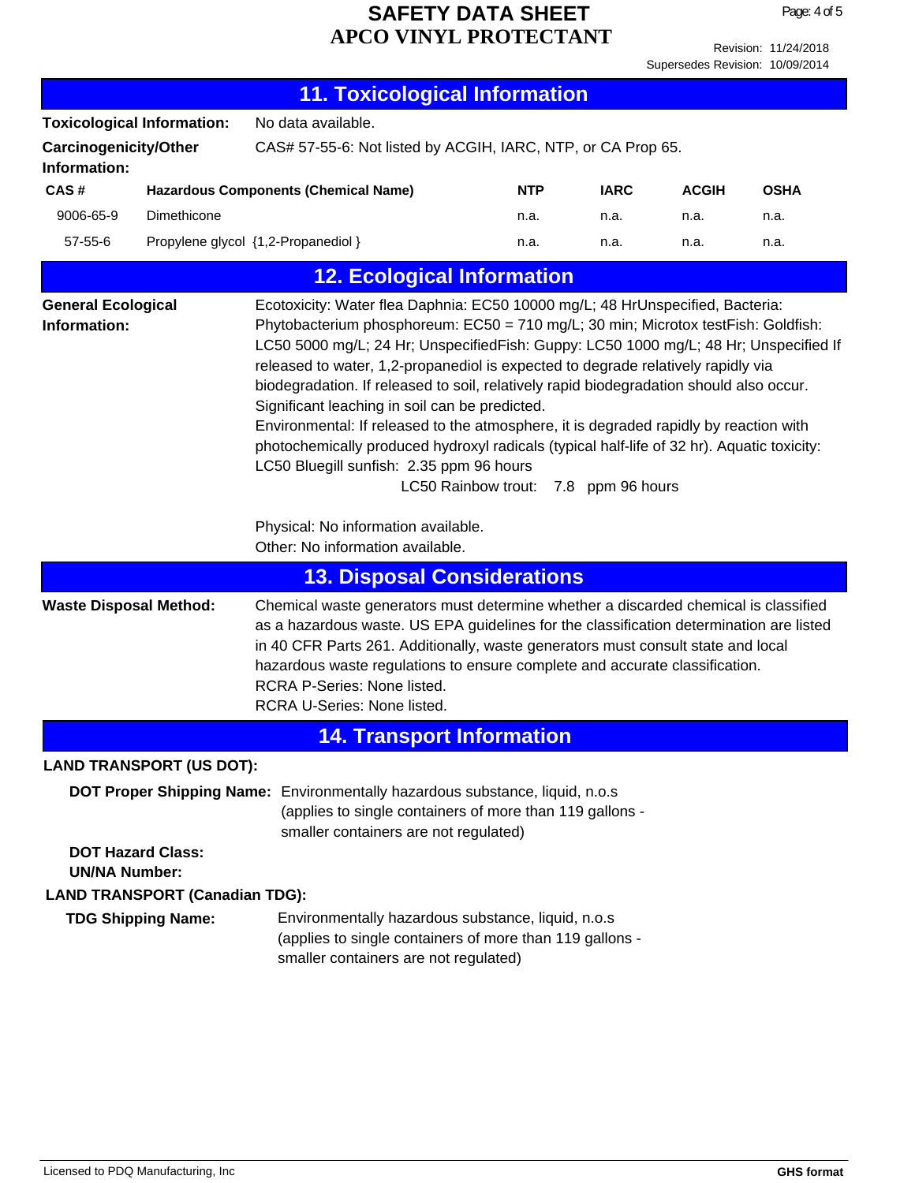## 11. Toxicological Information

**Toxicological Information:** No data available.

**Carcinogenicity/Other Information:** CAS# 57-55-6: Not listed by ACGIH, IARC, NTP, or CA Prop 65.

| CAS # | Hazardous Components (Chemical Name) | NTP | IARC | ACGIH | OSHA |
|---|---|---|---|---|---|
| 9006-65-9 | Dimethicone | n.a. | n.a. | n.a. | n.a. |
| 57-55-6 | Propylene glycol {1,2-Propanediol } | n.a. | n.a. | n.a. | n.a. |

## 12. Ecological Information

**General Ecological Information:** Ecotoxicity: Water flea Daphnia: EC50 10000 mg/L; 48 HrUnspecified, Bacteria: Phytobacterium phosphoreum: EC50 = 710 mg/L; 30 min; Microtox testFish: Goldfish: LC50 5000 mg/L; 24 Hr; UnspecifiedFish: Guppy: LC50 1000 mg/L; 48 Hr; Unspecified If released to water, 1,2-propanediol is expected to degrade relatively rapidly via biodegradation. If released to soil, relatively rapid biodegradation should also occur. Significant leaching in soil can be predicted.

Environmental: If released to the atmosphere, it is degraded rapidly by reaction with photochemically produced hydroxyl radicals (typical half-life of 32 hr). Aquatic toxicity: LC50 Bluegill sunfish: 2.35 ppm 96 hours

LC50 Rainbow trout: 7.8 ppm 96 hours

Physical: No information available.

Other: No information available.

## 13. Disposal Considerations

**Waste Disposal Method:** Chemical waste generators must determine whether a discarded chemical is classified as a hazardous waste. US EPA guidelines for the classification determination are listed in 40 CFR Parts 261. Additionally, waste generators must consult state and local hazardous waste regulations to ensure complete and accurate classification.

RCRA P-Series: None listed.

RCRA U-Series: None listed.

## 14. Transport Information

**LAND TRANSPORT (US DOT):**

**DOT Proper Shipping Name:** Environmentally hazardous substance, liquid, n.o.s (applies to single containers of more than 119 gallons - smaller containers are not regulated)

**DOT Hazard Class:**

**UN/NA Number:**

**LAND TRANSPORT (Canadian TDG):**

**TDG Shipping Name:** Environmentally hazardous substance, liquid, n.o.s (applies to single containers of more than 119 gallons - smaller containers are not regulated)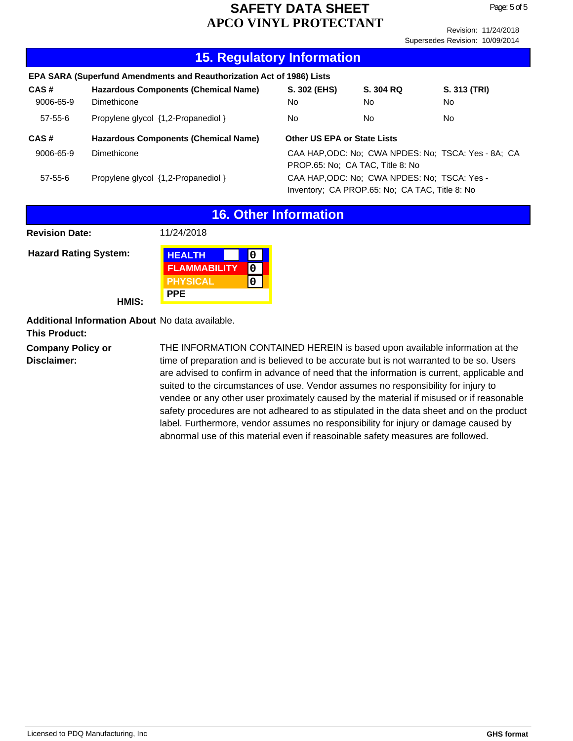## 15. Regulatory Information

**EPA SARA (Superfund Amendments and Reauthorization Act of 1986) Lists**

| CAS # | Hazardous Components (Chemical Name) | S. 302 (EHS) | S. 304 RQ | S. 313 (TRI) |
|---|---|---|---|---|
| 9006-65-9 | Dimethicone | No | No | No |
| 57-55-6 | Propylene glycol {1,2-Propanediol } | No | No | No |

| CAS # | Hazardous Components (Chemical Name) | Other US EPA or State Lists |
|---|---|---|
| 9006-65-9 | Dimethicone | CAA HAP,ODC: No; CWA NPDES: No; TSCA: Yes - 8A; CA PROP.65: No; CA TAC, Title 8: No |
| 57-55-6 | Propylene glycol {1,2-Propanediol } | CAA HAP,ODC: No; CWA NPDES: No; TSCA: Yes - Inventory; CA PROP.65: No; CA TAC, Title 8: No |

## 16. Other Information

**Revision Date:** 11/24/2018

**Hazard Rating System:**

**HMIS:**

| | |
|---|---|
| HEALTH | 0 |
| FLAMMABILITY | 0 |
| PHYSICAL | 0 |
| PPE | |

**Additional Information About This Product:** No data available.

**Company Policy or Disclaimer:** THE INFORMATION CONTAINED HEREIN is based upon available information at the time of preparation and is believed to be accurate but is not warranted to be so. Users are advised to confirm in advance of need that the information is current, applicable and suited to the circumstances of use. Vendor assumes no responsibility for injury to vendee or any other user proximately caused by the material if misused or if reasonable safety procedures are not adheared to as stipulated in the data sheet and on the product label. Furthermore, vendor assumes no responsibility for injury or damage caused by abnormal use of this material even if reasoinable safety measures are followed.